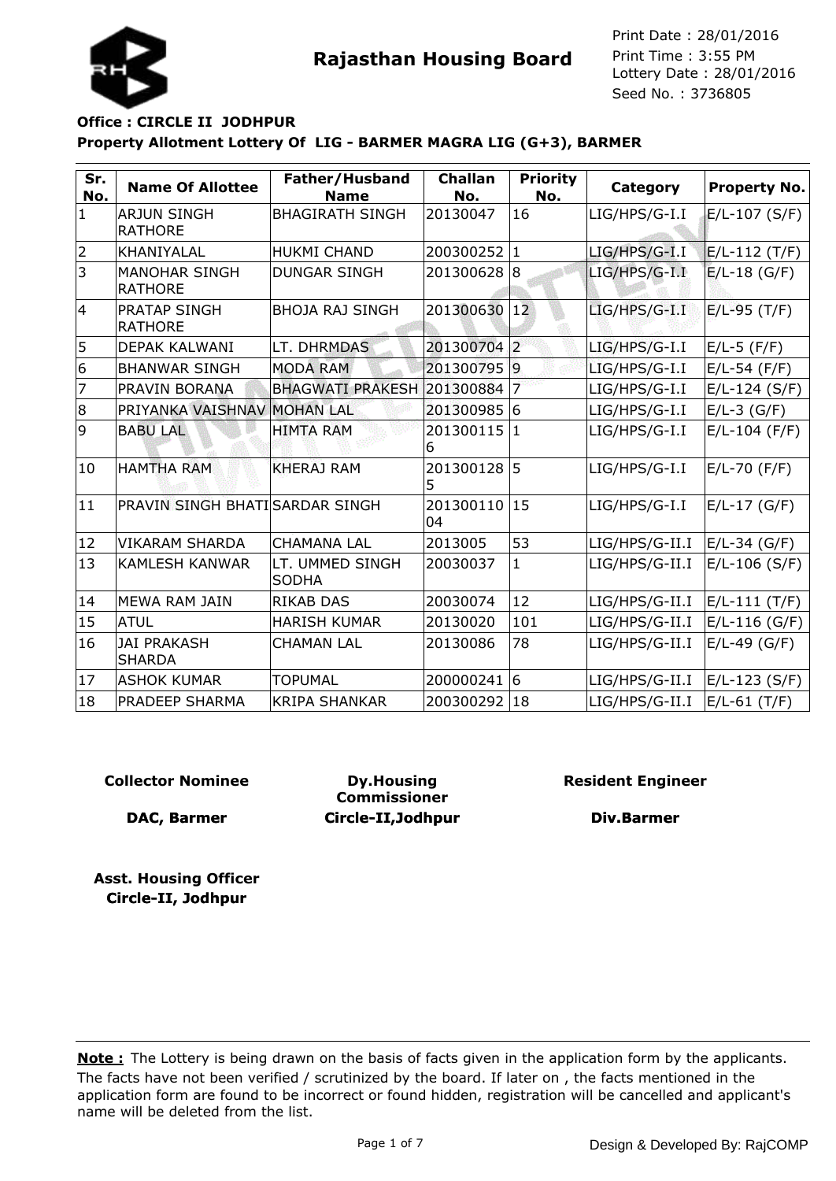# Rajasthan Housing Board

Print Date : 28/01/2016
Print Time : 3:55 PM
Lottery Date : 28/01/2016
Seed No. : 3736805

**Office : CIRCLE II JODHPUR**

**Property Allotment Lottery Of LIG - BARMER MAGRA LIG (G+3), BARMER**

| Sr. No. | Name Of Allottee | Father/Husband Name | Challan No. | Priority No. | Category | Property No. |
|---|---|---|---|---|---|---|
| 1 | ARJUN SINGH RATHORE | BHAGIRATH SINGH | 20130047 | 16 | LIG/HPS/G-I.I | E/L-107 (S/F) |
| 2 | KHANIYALAL | HUKMI CHAND | 200300252 | 1 | LIG/HPS/G-I.I | E/L-112 (T/F) |
| 3 | MANOHAR SINGH RATHORE | DUNGAR SINGH | 201300628 | 8 | LIG/HPS/G-I.I | E/L-18 (G/F) |
| 4 | PRATAP SINGH RATHORE | BHOJA RAJ SINGH | 201300630 | 12 | LIG/HPS/G-I.I | E/L-95 (T/F) |
| 5 | DEPAK KALWANI | LT. DHRMDAS | 201300704 | 2 | LIG/HPS/G-I.I | E/L-5 (F/F) |
| 6 | BHANWAR SINGH | MODA RAM | 201300795 | 9 | LIG/HPS/G-I.I | E/L-54 (F/F) |
| 7 | PRAVIN BORANA | BHAGWATI PRAKESH | 201300884 | 7 | LIG/HPS/G-I.I | E/L-124 (S/F) |
| 8 | PRIYANKA VAISHNAV | MOHAN LAL | 201300985 | 6 | LIG/HPS/G-I.I | E/L-3 (G/F) |
| 9 | BABU LAL | HIMTA RAM | 2013001156 | 1 | LIG/HPS/G-I.I | E/L-104 (F/F) |
| 10 | HAMTHA RAM | KHERAJ RAM | 2013001285 | 5 | LIG/HPS/G-I.I | E/L-70 (F/F) |
| 11 | PRAVIN SINGH BHATI | SARDAR SINGH | 20130011004 | 15 | LIG/HPS/G-I.I | E/L-17 (G/F) |
| 12 | VIKARAM SHARDA | CHAMANA LAL | 2013005 | 53 | LIG/HPS/G-II.I | E/L-34 (G/F) |
| 13 | KAMLESH KANWAR | LT. UMMED SINGH SODHA | 20030037 | 1 | LIG/HPS/G-II.I | E/L-106 (S/F) |
| 14 | MEWA RAM JAIN | RIKAB DAS | 20030074 | 12 | LIG/HPS/G-II.I | E/L-111 (T/F) |
| 15 | ATUL | HARISH KUMAR | 20130020 | 101 | LIG/HPS/G-II.I | E/L-116 (G/F) |
| 16 | JAI PRAKASH SHARDA | CHAMAN LAL | 20130086 | 78 | LIG/HPS/G-II.I | E/L-49 (G/F) |
| 17 | ASHOK KUMAR | TOPUMAL | 200000241 | 6 | LIG/HPS/G-II.I | E/L-123 (S/F) |
| 18 | PRADEEP SHARMA | KRIPA SHANKAR | 200300292 | 18 | LIG/HPS/G-II.I | E/L-61 (T/F) |

**Collector Nominee**

**DAC, Barmer**

**Dy.Housing Commissioner**

**Circle-II,Jodhpur**

**Resident Engineer**

**Div.Barmer**

**Asst. Housing Officer**
**Circle-II, Jodhpur**

**Note :** The Lottery is being drawn on the basis of facts given in the application form by the applicants. The facts have not been verified / scrutinized by the board. If later on , the facts mentioned in the application form are found to be incorrect or found hidden, registration will be cancelled and applicant's name will be deleted from the list.

Design & Developed By: RajCOMP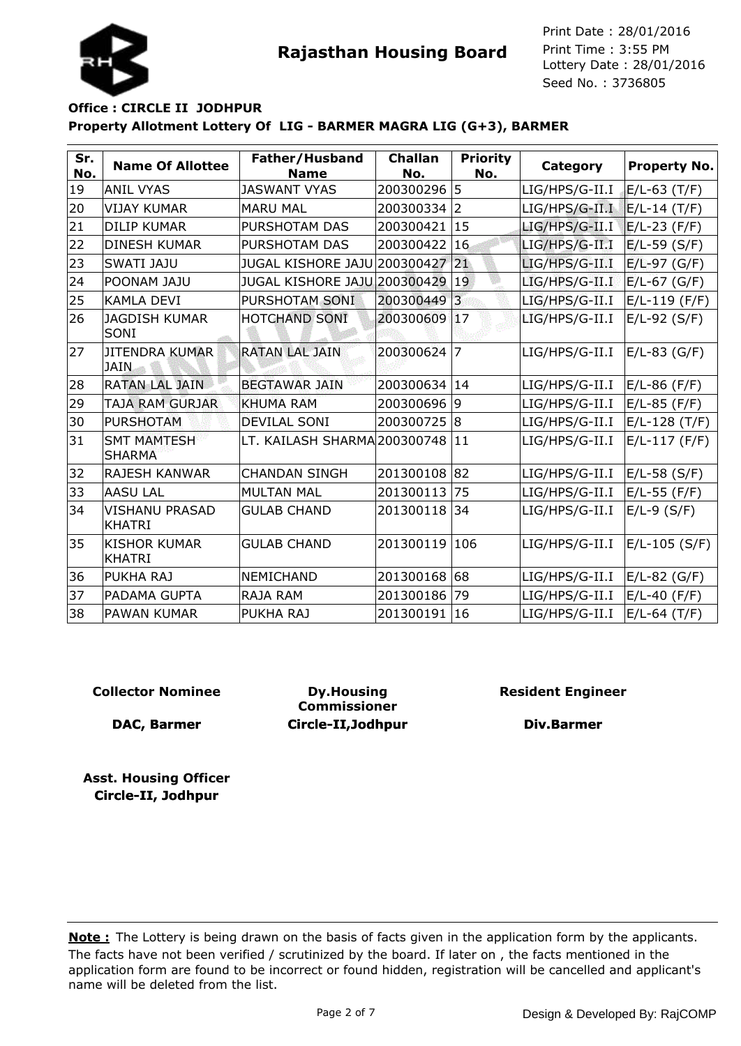**Rajasthan Housing Board**

Print Date : 28/01/2016
Print Time : 3:55 PM
Lottery Date : 28/01/2016
Seed No. : 3736805

**Office : CIRCLE II JODHPUR**

**Property Allotment Lottery Of LIG - BARMER MAGRA LIG (G+3), BARMER**

| Sr. No. | Name Of Allottee | Father/Husband Name | Challan No. | Priority No. | Category | Property No. |
|---|---|---|---|---|---|---|
| 19 | ANIL VYAS | JASWANT VYAS | 200300296 | 5 | LIG/HPS/G-II.I | E/L-63 (T/F) |
| 20 | VIJAY KUMAR | MARU MAL | 200300334 | 2 | LIG/HPS/G-II.I | E/L-14 (T/F) |
| 21 | DILIP KUMAR | PURSHOTAM DAS | 200300421 | 15 | LIG/HPS/G-II.I | E/L-23 (F/F) |
| 22 | DINESH KUMAR | PURSHOTAM DAS | 200300422 | 16 | LIG/HPS/G-II.I | E/L-59 (S/F) |
| 23 | SWATI JAJU | JUGAL KISHORE JAJU | 200300427 | 21 | LIG/HPS/G-II.I | E/L-97 (G/F) |
| 24 | POONAM JAJU | JUGAL KISHORE JAJU | 200300429 | 19 | LIG/HPS/G-II.I | E/L-67 (G/F) |
| 25 | KAMLA DEVI | PURSHOTAM SONI | 200300449 | 3 | LIG/HPS/G-II.I | E/L-119 (F/F) |
| 26 | JAGDISH KUMAR SONI | HOTCHAND SONI | 200300609 | 17 | LIG/HPS/G-II.I | E/L-92 (S/F) |
| 27 | JITENDRA KUMAR JAIN | RATAN LAL JAIN | 200300624 | 7 | LIG/HPS/G-II.I | E/L-83 (G/F) |
| 28 | RATAN LAL JAIN | BEGTAWAR JAIN | 200300634 | 14 | LIG/HPS/G-II.I | E/L-86 (F/F) |
| 29 | TAJA RAM GURJAR | KHUMA RAM | 200300696 | 9 | LIG/HPS/G-II.I | E/L-85 (F/F) |
| 30 | PURSHOTAM | DEVILAL SONI | 200300725 | 8 | LIG/HPS/G-II.I | E/L-128 (T/F) |
| 31 | SMT MAMTESH SHARMA | LT. KAILASH SHARMA | 200300748 | 11 | LIG/HPS/G-II.I | E/L-117 (F/F) |
| 32 | RAJESH KANWAR | CHANDAN SINGH | 201300108 | 82 | LIG/HPS/G-II.I | E/L-58 (S/F) |
| 33 | AASU LAL | MULTAN MAL | 201300113 | 75 | LIG/HPS/G-II.I | E/L-55 (F/F) |
| 34 | VISHANU PRASAD KHATRI | GULAB CHAND | 201300118 | 34 | LIG/HPS/G-II.I | E/L-9 (S/F) |
| 35 | KISHOR KUMAR KHATRI | GULAB CHAND | 201300119 | 106 | LIG/HPS/G-II.I | E/L-105 (S/F) |
| 36 | PUKHA RAJ | NEMICHAND | 201300168 | 68 | LIG/HPS/G-II.I | E/L-82 (G/F) |
| 37 | PADAMA GUPTA | RAJA RAM | 201300186 | 79 | LIG/HPS/G-II.I | E/L-40 (F/F) |
| 38 | PAWAN KUMAR | PUKHA RAJ | 201300191 | 16 | LIG/HPS/G-II.I | E/L-64 (T/F) |

**Collector Nominee**
**DAC, Barmer**

**Dy.Housing Commissioner**
**Circle-II,Jodhpur**

**Resident Engineer**
**Div.Barmer**

**Asst. Housing Officer**
**Circle-II, Jodhpur**

**Note :** The Lottery is being drawn on the basis of facts given in the application form by the applicants. The facts have not been verified / scrutinized by the board. If later on , the facts mentioned in the application form are found to be incorrect or found hidden, registration will be cancelled and applicant's name will be deleted from the list.

Design & Developed By: RajCOMP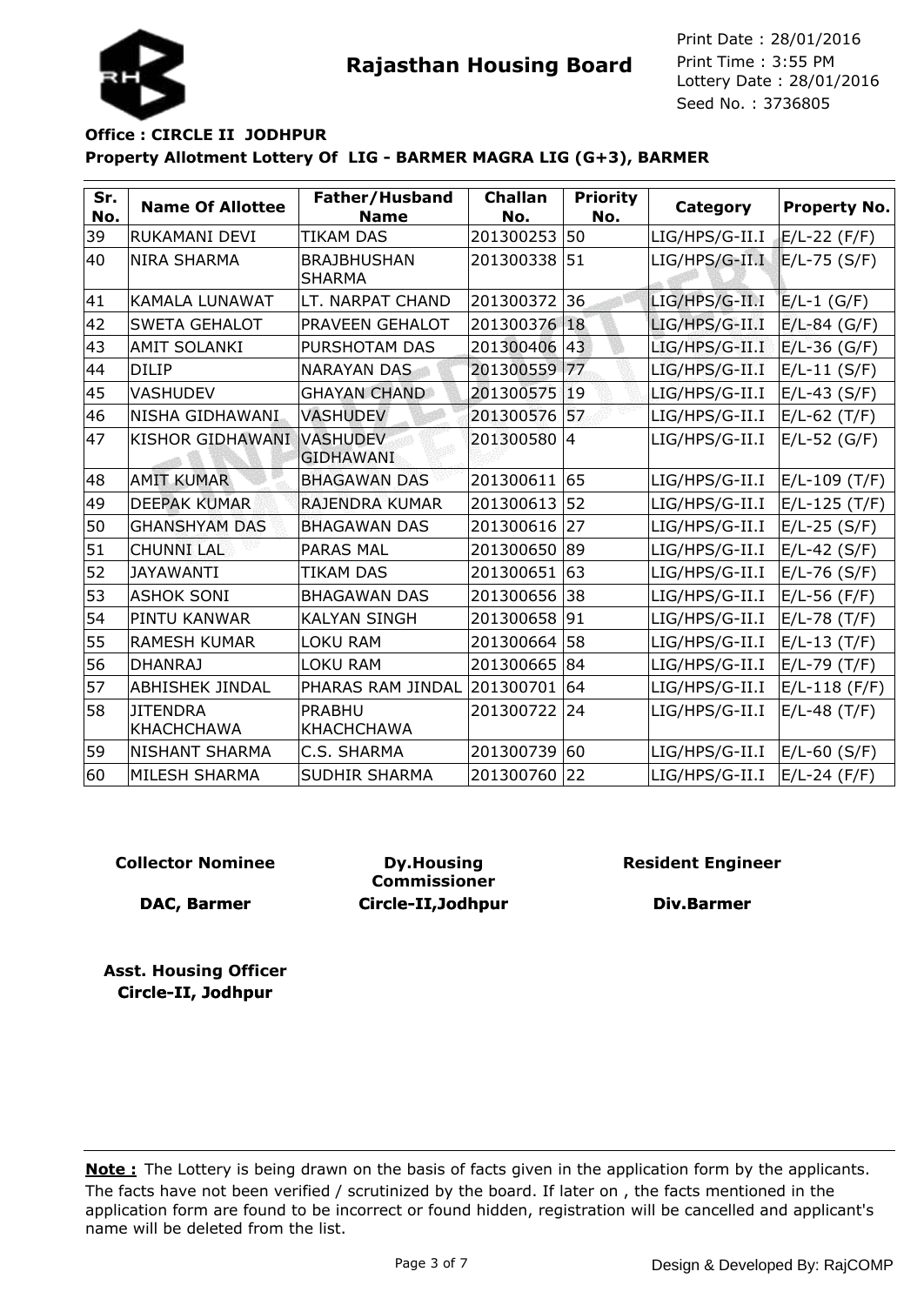**Rajasthan Housing Board**

Print Date : 28/01/2016
Print Time : 3:55 PM
Lottery Date : 28/01/2016
Seed No. : 3736805

**Office : CIRCLE II JODHPUR**

**Property Allotment Lottery Of LIG - BARMER MAGRA LIG (G+3), BARMER**

| Sr. No. | Name Of Allottee | Father/Husband Name | Challan No. | Priority No. | Category | Property No. |
|---|---|---|---|---|---|---|
| 39 | RUKAMANI DEVI | TIKAM DAS | 201300253 | 50 | LIG/HPS/G-II.I | E/L-22 (F/F) |
| 40 | NIRA SHARMA | BRAJBHUSHAN SHARMA | 201300338 | 51 | LIG/HPS/G-II.I | E/L-75 (S/F) |
| 41 | KAMALA LUNAWAT | LT. NARPAT CHAND | 201300372 | 36 | LIG/HPS/G-II.I | E/L-1 (G/F) |
| 42 | SWETA GEHALOT | PRAVEEN GEHALOT | 201300376 | 18 | LIG/HPS/G-II.I | E/L-84 (G/F) |
| 43 | AMIT SOLANKI | PURSHOTAM DAS | 201300406 | 43 | LIG/HPS/G-II.I | E/L-36 (G/F) |
| 44 | DILIP | NARAYAN DAS | 201300559 | 77 | LIG/HPS/G-II.I | E/L-11 (S/F) |
| 45 | VASHUDEV | GHAYAN CHAND | 201300575 | 19 | LIG/HPS/G-II.I | E/L-43 (S/F) |
| 46 | NISHA GIDHAWANI | VASHUDEV | 201300576 | 57 | LIG/HPS/G-II.I | E/L-62 (T/F) |
| 47 | KISHOR GIDHAWANI | VASHUDEV GIDHAWANI | 201300580 | 4 | LIG/HPS/G-II.I | E/L-52 (G/F) |
| 48 | AMIT KUMAR | BHAGAWAN DAS | 201300611 | 65 | LIG/HPS/G-II.I | E/L-109 (T/F) |
| 49 | DEEPAK KUMAR | RAJENDRA KUMAR | 201300613 | 52 | LIG/HPS/G-II.I | E/L-125 (T/F) |
| 50 | GHANSHYAM DAS | BHAGAWAN DAS | 201300616 | 27 | LIG/HPS/G-II.I | E/L-25 (S/F) |
| 51 | CHUNNI LAL | PARAS MAL | 201300650 | 89 | LIG/HPS/G-II.I | E/L-42 (S/F) |
| 52 | JAYAWANTI | TIKAM DAS | 201300651 | 63 | LIG/HPS/G-II.I | E/L-76 (S/F) |
| 53 | ASHOK SONI | BHAGAWAN DAS | 201300656 | 38 | LIG/HPS/G-II.I | E/L-56 (F/F) |
| 54 | PINTU KANWAR | KALYAN SINGH | 201300658 | 91 | LIG/HPS/G-II.I | E/L-78 (T/F) |
| 55 | RAMESH KUMAR | LOKU RAM | 201300664 | 58 | LIG/HPS/G-II.I | E/L-13 (T/F) |
| 56 | DHANRAJ | LOKU RAM | 201300665 | 84 | LIG/HPS/G-II.I | E/L-79 (T/F) |
| 57 | ABHISHEK JINDAL | PHARAS RAM JINDAL | 201300701 | 64 | LIG/HPS/G-II.I | E/L-118 (F/F) |
| 58 | JITENDRA KHACHCHAWA | PRABHU KHACHCHAWA | 201300722 | 24 | LIG/HPS/G-II.I | E/L-48 (T/F) |
| 59 | NISHANT SHARMA | C.S. SHARMA | 201300739 | 60 | LIG/HPS/G-II.I | E/L-60 (S/F) |
| 60 | MILESH SHARMA | SUDHIR SHARMA | 201300760 | 22 | LIG/HPS/G-II.I | E/L-24 (F/F) |

**Collector Nominee**

**DAC, Barmer**

**Dy.Housing Commissioner**

**Circle-II,Jodhpur**

**Resident Engineer**

**Div.Barmer**

**Asst. Housing Officer**
**Circle-II, Jodhpur**

**Note :** The Lottery is being drawn on the basis of facts given in the application form by the applicants. The facts have not been verified / scrutinized by the board. If later on , the facts mentioned in the application form are found to be incorrect or found hidden, registration will be cancelled and applicant's name will be deleted from the list.

Design & Developed By: RajCOMP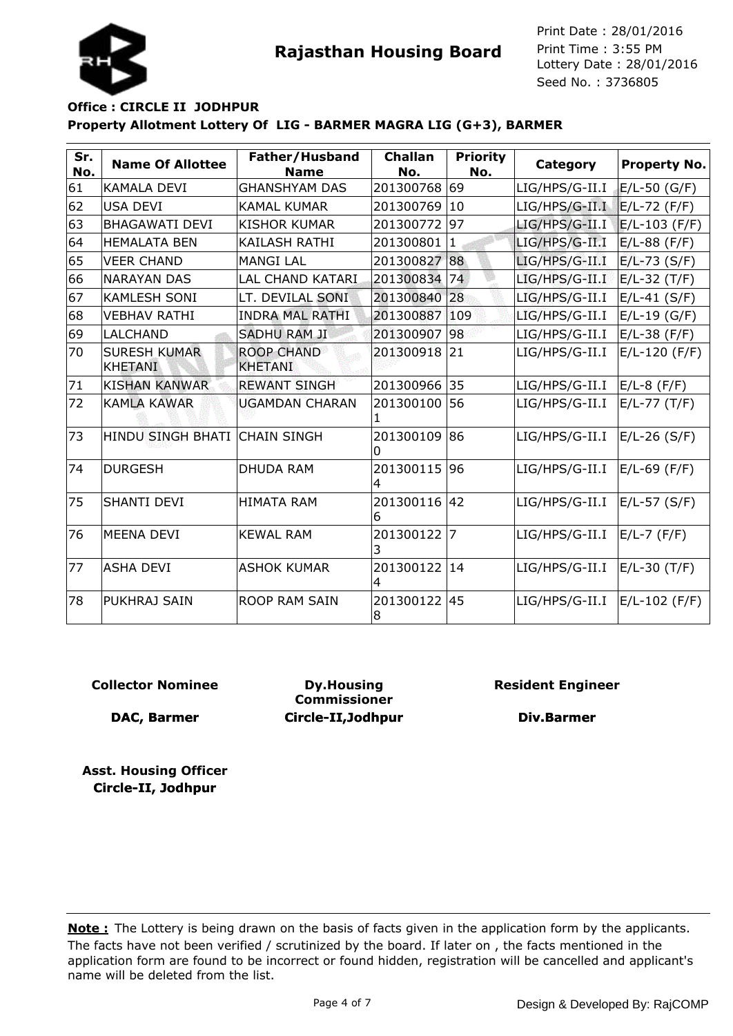# Rajasthan Housing Board

Print Date : 28/01/2016
Print Time : 3:55 PM
Lottery Date : 28/01/2016
Seed No. : 3736805

**Office : CIRCLE II JODHPUR**

**Property Allotment Lottery Of LIG - BARMER MAGRA LIG (G+3), BARMER**

| Sr. No. | Name Of Allottee | Father/Husband Name | Challan No. | Priority No. | Category | Property No. |
|---|---|---|---|---|---|---|
| 61 | KAMALA DEVI | GHANSHYAM DAS | 201300768 | 69 | LIG/HPS/G-II.I | E/L-50 (G/F) |
| 62 | USA DEVI | KAMAL KUMAR | 201300769 | 10 | LIG/HPS/G-II.I | E/L-72 (F/F) |
| 63 | BHAGAWATI DEVI | KISHOR KUMAR | 201300772 | 97 | LIG/HPS/G-II.I | E/L-103 (F/F) |
| 64 | HEMALATA BEN | KAILASH RATHI | 201300801 | 1 | LIG/HPS/G-II.I | E/L-88 (F/F) |
| 65 | VEER CHAND | MANGI LAL | 201300827 | 88 | LIG/HPS/G-II.I | E/L-73 (S/F) |
| 66 | NARAYAN DAS | LAL CHAND KATARI | 201300834 | 74 | LIG/HPS/G-II.I | E/L-32 (T/F) |
| 67 | KAMLESH SONI | LT. DEVILAL SONI | 201300840 | 28 | LIG/HPS/G-II.I | E/L-41 (S/F) |
| 68 | VEBHAV RATHI | INDRA MAL RATHI | 201300887 | 109 | LIG/HPS/G-II.I | E/L-19 (G/F) |
| 69 | LALCHAND | SADHU RAM JI | 201300907 | 98 | LIG/HPS/G-II.I | E/L-38 (F/F) |
| 70 | SURESH KUMAR KHETANI | ROOP CHAND KHETANI | 201300918 | 21 | LIG/HPS/G-II.I | E/L-120 (F/F) |
| 71 | KISHAN KANWAR | REWANT SINGH | 201300966 | 35 | LIG/HPS/G-II.I | E/L-8 (F/F) |
| 72 | KAMLA KAWAR | UGAMDAN CHARAN | 2013001001 | 56 | LIG/HPS/G-II.I | E/L-77 (T/F) |
| 73 | HINDU SINGH BHATI | CHAIN SINGH | 2013001090 | 86 | LIG/HPS/G-II.I | E/L-26 (S/F) |
| 74 | DURGESH | DHUDA RAM | 2013001154 | 96 | LIG/HPS/G-II.I | E/L-69 (F/F) |
| 75 | SHANTI DEVI | HIMATA RAM | 2013001166 | 42 | LIG/HPS/G-II.I | E/L-57 (S/F) |
| 76 | MEENA DEVI | KEWAL RAM | 2013001223 | 7 | LIG/HPS/G-II.I | E/L-7 (F/F) |
| 77 | ASHA DEVI | ASHOK KUMAR | 2013001224 | 14 | LIG/HPS/G-II.I | E/L-30 (T/F) |
| 78 | PUKHRAJ SAIN | ROOP RAM SAIN | 2013001228 | 45 | LIG/HPS/G-II.I | E/L-102 (F/F) |

**Collector Nominee**

**DAC, Barmer**

**Dy.Housing Commissioner**

**Circle-II,Jodhpur**

**Resident Engineer**

**Div.Barmer**

**Asst. Housing Officer**
**Circle-II, Jodhpur**

**Note :** The Lottery is being drawn on the basis of facts given in the application form by the applicants. The facts have not been verified / scrutinized by the board. If later on , the facts mentioned in the application form are found to be incorrect or found hidden, registration will be cancelled and applicant's name will be deleted from the list.

Design & Developed By: RajCOMP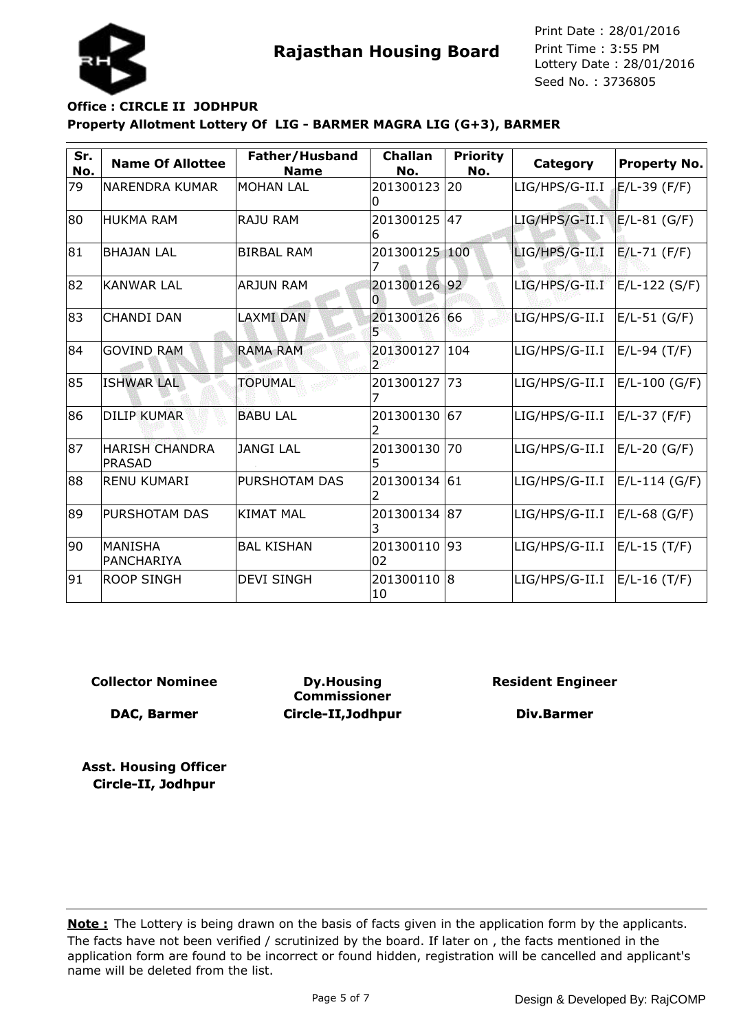**Rajasthan Housing Board**

Print Date : 28/01/2016
Print Time : 3:55 PM
Lottery Date : 28/01/2016
Seed No. : 3736805

**Office : CIRCLE II JODHPUR**

**Property Allotment Lottery Of LIG - BARMER MAGRA LIG (G+3), BARMER**

| Sr. No. | Name Of Allottee | Father/Husband Name | Challan No. | Priority No. | Category | Property No. |
|---|---|---|---|---|---|---|
| 79 | NARENDRA KUMAR | MOHAN LAL | 2013001230 | 20 | LIG/HPS/G-II.I | E/L-39 (F/F) |
| 80 | HUKMA RAM | RAJU RAM | 2013001256 | 47 | LIG/HPS/G-II.I | E/L-81 (G/F) |
| 81 | BHAJAN LAL | BIRBAL RAM | 2013001257 | 100 | LIG/HPS/G-II.I | E/L-71 (F/F) |
| 82 | KANWAR LAL | ARJUN RAM | 2013001260 | 92 | LIG/HPS/G-II.I | E/L-122 (S/F) |
| 83 | CHANDI DAN | LAXMI DAN | 2013001265 | 66 | LIG/HPS/G-II.I | E/L-51 (G/F) |
| 84 | GOVIND RAM | RAMA RAM | 2013001272 | 104 | LIG/HPS/G-II.I | E/L-94 (T/F) |
| 85 | ISHWAR LAL | TOPUMAL | 2013001277 | 73 | LIG/HPS/G-II.I | E/L-100 (G/F) |
| 86 | DILIP KUMAR | BABU LAL | 2013001302 | 67 | LIG/HPS/G-II.I | E/L-37 (F/F) |
| 87 | HARISH CHANDRA PRASAD | JANGI LAL | 2013001305 | 70 | LIG/HPS/G-II.I | E/L-20 (G/F) |
| 88 | RENU KUMARI | PURSHOTAM DAS | 2013001342 | 61 | LIG/HPS/G-II.I | E/L-114 (G/F) |
| 89 | PURSHOTAM DAS | KIMAT MAL | 2013001343 | 87 | LIG/HPS/G-II.I | E/L-68 (G/F) |
| 90 | MANISHA PANCHARIYA | BAL KISHAN | 20130011002 | 93 | LIG/HPS/G-II.I | E/L-15 (T/F) |
| 91 | ROOP SINGH | DEVI SINGH | 20130011010 | 8 | LIG/HPS/G-II.I | E/L-16 (T/F) |

**Collector Nominee**

**DAC, Barmer**

**Dy.Housing Commissioner**
**Circle-II,Jodhpur**

**Resident Engineer**

**Div.Barmer**

**Asst. Housing Officer**
**Circle-II, Jodhpur**

**Note :** The Lottery is being drawn on the basis of facts given in the application form by the applicants. The facts have not been verified / scrutinized by the board. If later on , the facts mentioned in the application form are found to be incorrect or found hidden, registration will be cancelled and applicant's name will be deleted from the list.

Design & Developed By: RajCOMP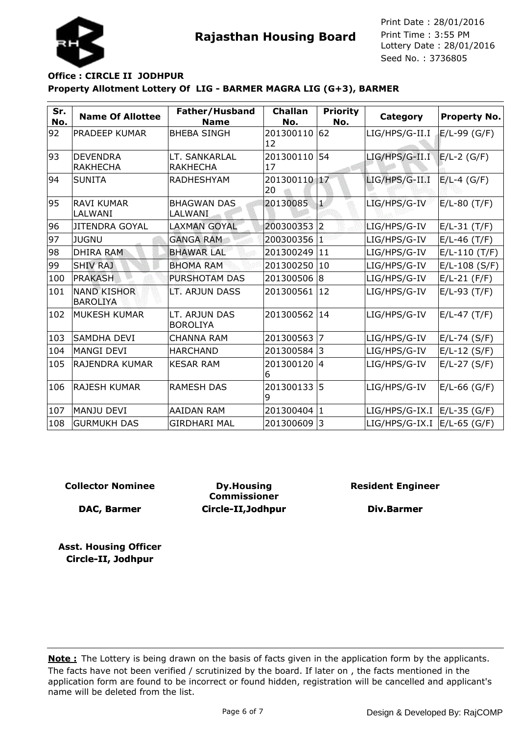**Rajasthan Housing Board**

Print Date : 28/01/2016
Print Time : 3:55 PM
Lottery Date : 28/01/2016
Seed No. : 3736805

**Office : CIRCLE II JODHPUR**

**Property Allotment Lottery Of LIG - BARMER MAGRA LIG (G+3), BARMER**

| Sr. No. | Name Of Allottee | Father/Husband Name | Challan No. | Priority No. | Category | Property No. |
|---|---|---|---|---|---|---|
| 92 | PRADEEP KUMAR | BHEBA SINGH | 20130011012 | 62 | LIG/HPS/G-II.I | E/L-99 (G/F) |
| 93 | DEVENDRA RAKHECHA | LT. SANKARLAL RAKHECHA | 20130011017 | 54 | LIG/HPS/G-II.I | E/L-2 (G/F) |
| 94 | SUNITA | RADHESHYAM | 20130011020 | 17 | LIG/HPS/G-II.I | E/L-4 (G/F) |
| 95 | RAVI KUMAR LALWANI | BHAGWAN DAS LALWANI | 20130085 | 1 | LIG/HPS/G-IV | E/L-80 (T/F) |
| 96 | JITENDRA GOYAL | LAXMAN GOYAL | 200300353 | 2 | LIG/HPS/G-IV | E/L-31 (T/F) |
| 97 | JUGNU | GANGA RAM | 200300356 | 1 | LIG/HPS/G-IV | E/L-46 (T/F) |
| 98 | DHIRA RAM | BHAWAR LAL | 201300249 | 11 | LIG/HPS/G-IV | E/L-110 (T/F) |
| 99 | SHIV RAJ | BHOMA RAM | 201300250 | 10 | LIG/HPS/G-IV | E/L-108 (S/F) |
| 100 | PRAKASH | PURSHOTAM DAS | 201300506 | 8 | LIG/HPS/G-IV | E/L-21 (F/F) |
| 101 | NAND KISHOR BAROLIYA | LT. ARJUN DASS | 201300561 | 12 | LIG/HPS/G-IV | E/L-93 (T/F) |
| 102 | MUKESH KUMAR | LT. ARJUN DAS BOROLIYA | 201300562 | 14 | LIG/HPS/G-IV | E/L-47 (T/F) |
| 103 | SAMDHA DEVI | CHANNA RAM | 201300563 | 7 | LIG/HPS/G-IV | E/L-74 (S/F) |
| 104 | MANGI DEVI | HARCHAND | 201300584 | 3 | LIG/HPS/G-IV | E/L-12 (S/F) |
| 105 | RAJENDRA KUMAR | KESAR RAM | 2013001206 | 4 | LIG/HPS/G-IV | E/L-27 (S/F) |
| 106 | RAJESH KUMAR | RAMESH DAS | 2013001339 | 5 | LIG/HPS/G-IV | E/L-66 (G/F) |
| 107 | MANJU DEVI | AAIDAN RAM | 201300404 | 1 | LIG/HPS/G-IX.I | E/L-35 (G/F) |
| 108 | GURMUKH DAS | GIRDHARI MAL | 201300609 | 3 | LIG/HPS/G-IX.I | E/L-65 (G/F) |

**Collector Nominee**
**DAC, Barmer**

**Dy.Housing Commissioner**
**Circle-II,Jodhpur**

**Resident Engineer**
**Div.Barmer**

**Asst. Housing Officer**
**Circle-II, Jodhpur**

**Note :** The Lottery is being drawn on the basis of facts given in the application form by the applicants. The facts have not been verified / scrutinized by the board. If later on , the facts mentioned in the application form are found to be incorrect or found hidden, registration will be cancelled and applicant's name will be deleted from the list.

Design & Developed By: RajCOMP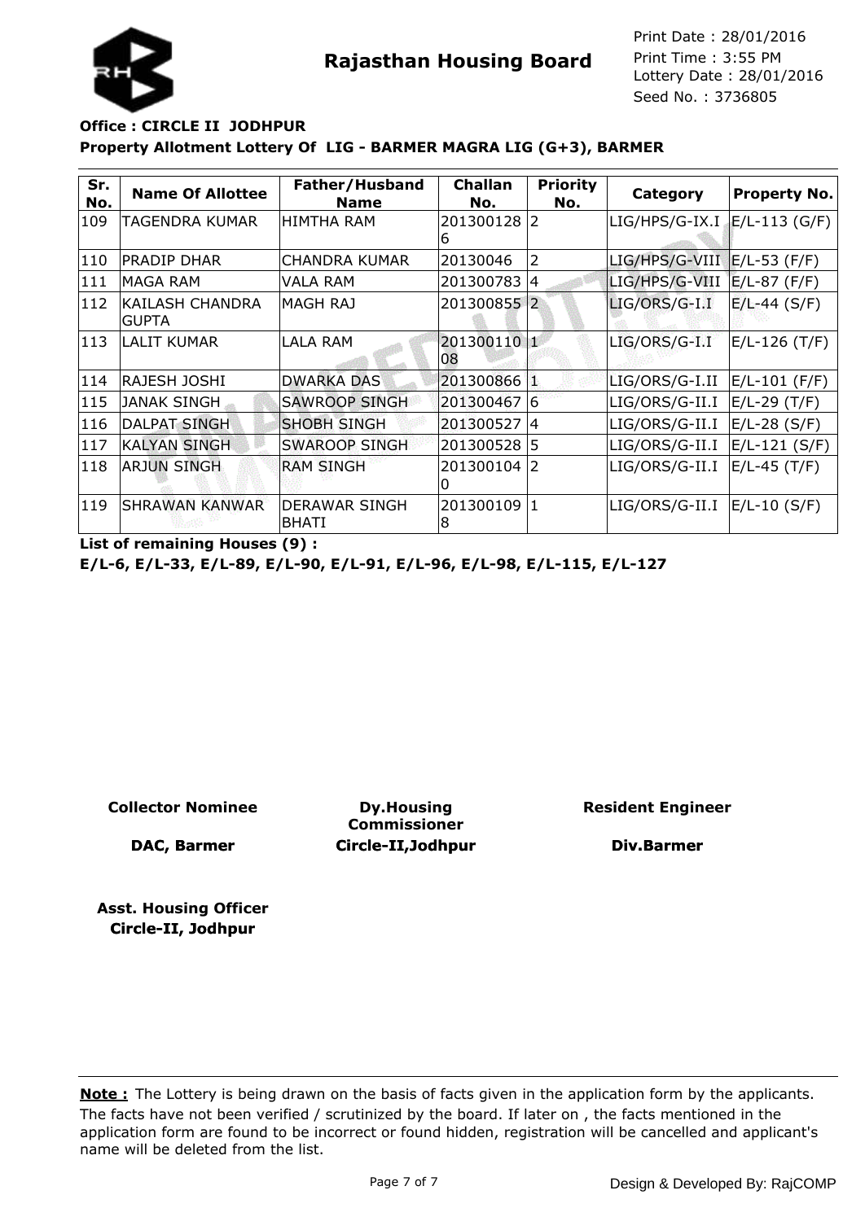# Rajasthan Housing Board

Print Date : 28/01/2016
Print Time : 3:55 PM
Lottery Date : 28/01/2016
Seed No. : 3736805

**Office : CIRCLE II JODHPUR**

**Property Allotment Lottery Of LIG - BARMER MAGRA LIG (G+3), BARMER**

| Sr. No. | Name Of Allottee | Father/Husband Name | Challan No. | Priority No. | Category | Property No. |
|---|---|---|---|---|---|---|
| 109 | TAGENDRA KUMAR | HIMTHA RAM | 2013001286 | 2 | LIG/HPS/G-IX.I | E/L-113 (G/F) |
| 110 | PRADIP DHAR | CHANDRA KUMAR | 20130046 | 2 | LIG/HPS/G-VIII | E/L-53 (F/F) |
| 111 | MAGA RAM | VALA RAM | 201300783 | 4 | LIG/HPS/G-VIII | E/L-87 (F/F) |
| 112 | KAILASH CHANDRA GUPTA | MAGH RAJ | 201300855 | 2 | LIG/ORS/G-I.I | E/L-44 (S/F) |
| 113 | LALIT KUMAR | LALA RAM | 20130011008 | 1 | LIG/ORS/G-I.I | E/L-126 (T/F) |
| 114 | RAJESH JOSHI | DWARKA DAS | 201300866 | 1 | LIG/ORS/G-I.II | E/L-101 (F/F) |
| 115 | JANAK SINGH | SAWROOP SINGH | 201300467 | 6 | LIG/ORS/G-II.I | E/L-29 (T/F) |
| 116 | DALPAT SINGH | SHOBH SINGH | 201300527 | 4 | LIG/ORS/G-II.I | E/L-28 (S/F) |
| 117 | KALYAN SINGH | SWAROOP SINGH | 201300528 | 5 | LIG/ORS/G-II.I | E/L-121 (S/F) |
| 118 | ARJUN SINGH | RAM SINGH | 2013001040 | 2 | LIG/ORS/G-II.I | E/L-45 (T/F) |
| 119 | SHRAWAN KANWAR | DERAWAR SINGH BHATI | 2013001098 | 1 | LIG/ORS/G-II.I | E/L-10 (S/F) |

**List of remaining Houses (9) :**

**E/L-6, E/L-33, E/L-89, E/L-90, E/L-91, E/L-96, E/L-98, E/L-115, E/L-127**

**Collector Nominee**

**DAC, Barmer**

**Dy.Housing Commissioner**

**Circle-II,Jodhpur**

**Resident Engineer**

**Div.Barmer**

**Asst. Housing Officer**
**Circle-II, Jodhpur**

**Note :** The Lottery is being drawn on the basis of facts given in the application form by the applicants. The facts have not been verified / scrutinized by the board. If later on , the facts mentioned in the application form are found to be incorrect or found hidden, registration will be cancelled and applicant's name will be deleted from the list.

Design & Developed By: RajCOMP